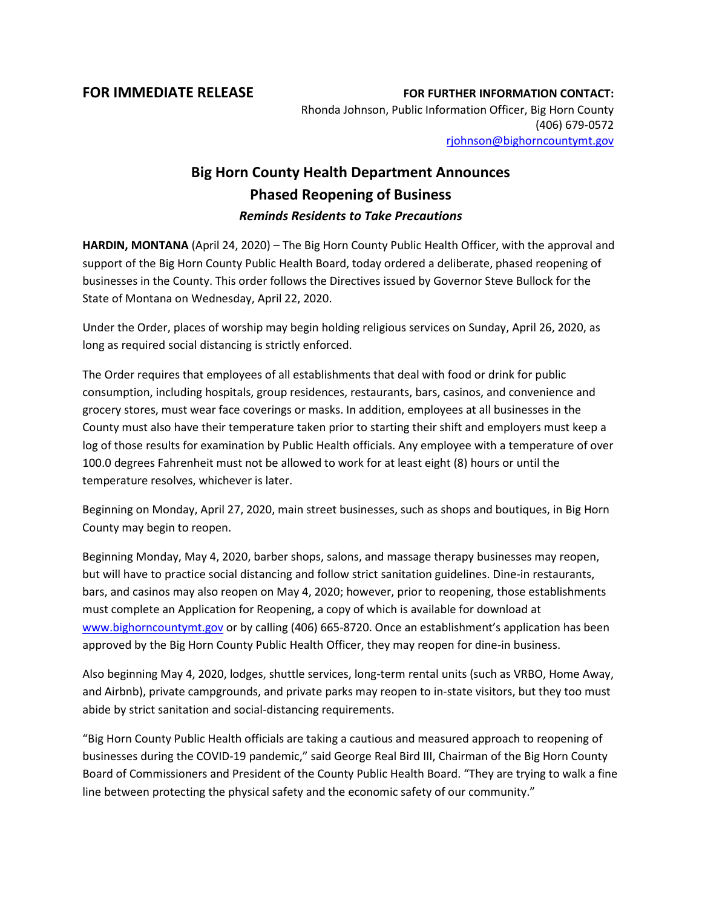**FOR IMMEDIATE RELEASE**

**FOR FURTHER INFORMATION CONTACT:**
Rhonda Johnson, Public Information Officer, Big Horn County
(406) 679-0572
rjohnson@bighorncountymt.gov

# Big Horn County Health Department Announces Phased Reopening of Business

### *Reminds Residents to Take Precautions*

**HARDIN, MONTANA** (April 24, 2020) – The Big Horn County Public Health Officer, with the approval and support of the Big Horn County Public Health Board, today ordered a deliberate, phased reopening of businesses in the County. This order follows the Directives issued by Governor Steve Bullock for the State of Montana on Wednesday, April 22, 2020.

Under the Order, places of worship may begin holding religious services on Sunday, April 26, 2020, as long as required social distancing is strictly enforced.

The Order requires that employees of all establishments that deal with food or drink for public consumption, including hospitals, group residences, restaurants, bars, casinos, and convenience and grocery stores, must wear face coverings or masks. In addition, employees at all businesses in the County must also have their temperature taken prior to starting their shift and employers must keep a log of those results for examination by Public Health officials. Any employee with a temperature of over 100.0 degrees Fahrenheit must not be allowed to work for at least eight (8) hours or until the temperature resolves, whichever is later.

Beginning on Monday, April 27, 2020, main street businesses, such as shops and boutiques, in Big Horn County may begin to reopen.

Beginning Monday, May 4, 2020, barber shops, salons, and massage therapy businesses may reopen, but will have to practice social distancing and follow strict sanitation guidelines. Dine-in restaurants, bars, and casinos may also reopen on May 4, 2020; however, prior to reopening, those establishments must complete an Application for Reopening, a copy of which is available for download at www.bighorncountymt.gov or by calling (406) 665-8720. Once an establishment's application has been approved by the Big Horn County Public Health Officer, they may reopen for dine-in business.

Also beginning May 4, 2020, lodges, shuttle services, long-term rental units (such as VRBO, Home Away, and Airbnb), private campgrounds, and private parks may reopen to in-state visitors, but they too must abide by strict sanitation and social-distancing requirements.

"Big Horn County Public Health officials are taking a cautious and measured approach to reopening of businesses during the COVID-19 pandemic," said George Real Bird III, Chairman of the Big Horn County Board of Commissioners and President of the County Public Health Board. "They are trying to walk a fine line between protecting the physical safety and the economic safety of our community."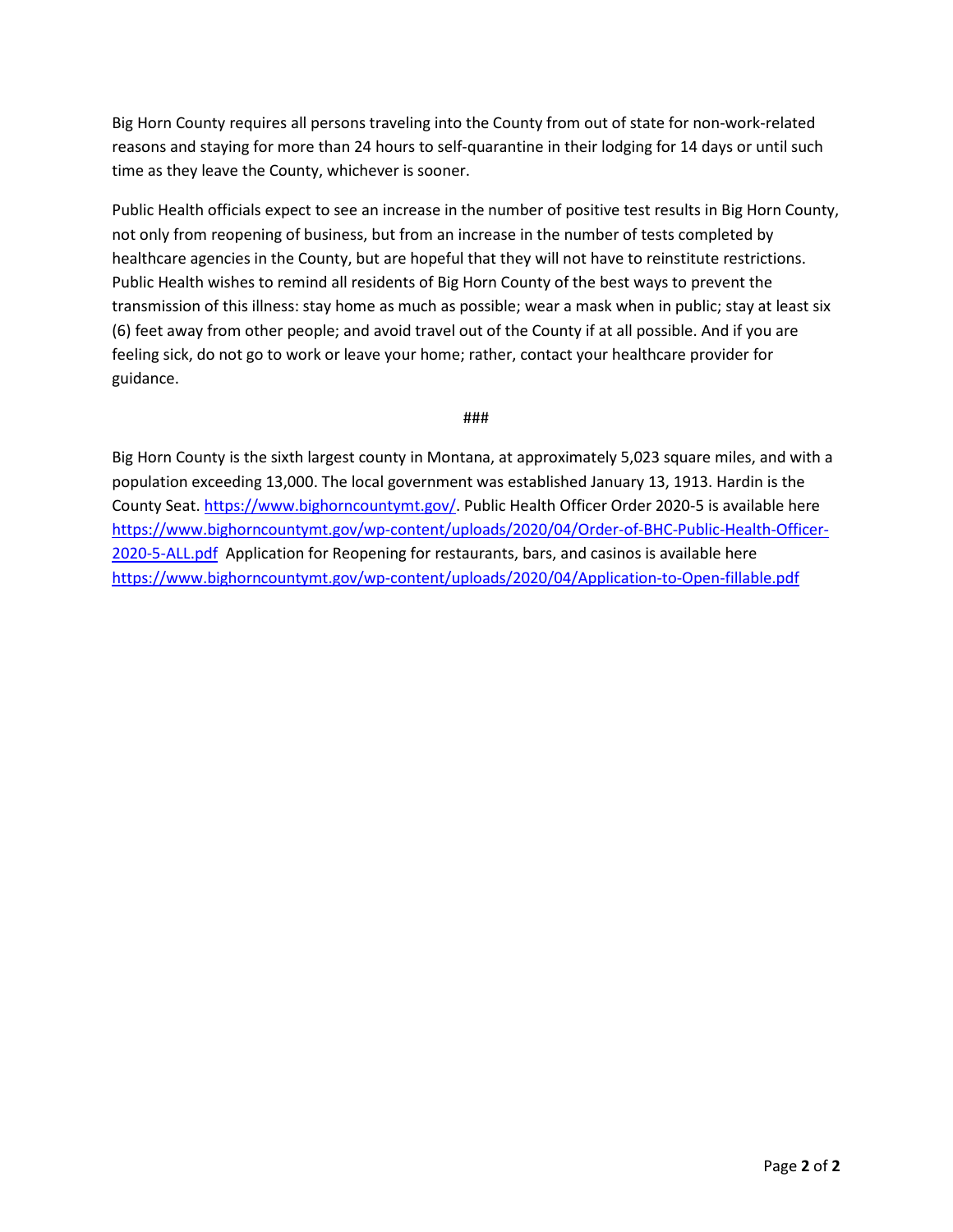Big Horn County requires all persons traveling into the County from out of state for non-work-related reasons and staying for more than 24 hours to self-quarantine in their lodging for 14 days or until such time as they leave the County, whichever is sooner.

Public Health officials expect to see an increase in the number of positive test results in Big Horn County, not only from reopening of business, but from an increase in the number of tests completed by healthcare agencies in the County, but are hopeful that they will not have to reinstitute restrictions. Public Health wishes to remind all residents of Big Horn County of the best ways to prevent the transmission of this illness: stay home as much as possible; wear a mask when in public; stay at least six (6) feet away from other people; and avoid travel out of the County if at all possible. And if you are feeling sick, do not go to work or leave your home; rather, contact your healthcare provider for guidance.

###

Big Horn County is the sixth largest county in Montana, at approximately 5,023 square miles, and with a population exceeding 13,000. The local government was established January 13, 1913. Hardin is the County Seat. https://www.bighorncountymt.gov/. Public Health Officer Order 2020-5 is available here https://www.bighorncountymt.gov/wp-content/uploads/2020/04/Order-of-BHC-Public-Health-Officer-2020-5-ALL.pdf Application for Reopening for restaurants, bars, and casinos is available here https://www.bighorncountymt.gov/wp-content/uploads/2020/04/Application-to-Open-fillable.pdf